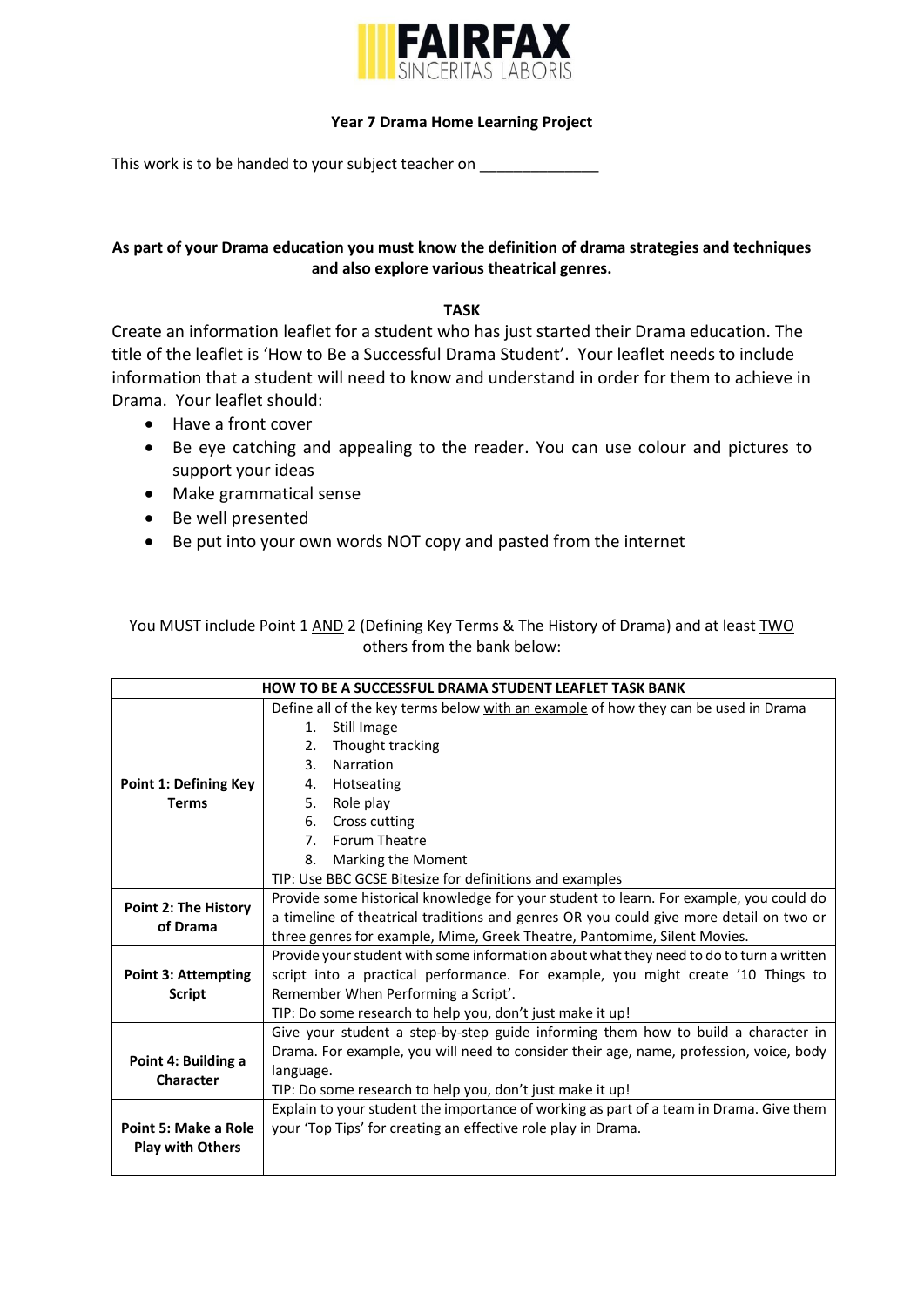**FAIRFAX**
SINCERITAS LABORIS

**Year 7 Drama Home Learning Project**

This work is to be handed to your subject teacher on ______________

**As part of your Drama education you must know the definition of drama strategies and techniques and also explore various theatrical genres.**

**TASK**

Create an information leaflet for a student who has just started their Drama education. The title of the leaflet is 'How to Be a Successful Drama Student'. Your leaflet needs to include information that a student will need to know and understand in order for them to achieve in Drama. Your leaflet should:

- Have a front cover
- Be eye catching and appealing to the reader. You can use colour and pictures to support your ideas
- Make grammatical sense
- Be well presented
- Be put into your own words NOT copy and pasted from the internet

You MUST include Point 1 AND 2 (Defining Key Terms & The History of Drama) and at least TWO others from the bank below:

| **HOW TO BE A SUCCESSFUL DRAMA STUDENT LEAFLET TASK BANK** | |
|---|---|
| **Point 1: Defining Key Terms** | Define all of the key terms below with an example of how they can be used in Drama<br>1. Still Image<br>2. Thought tracking<br>3. Narration<br>4. Hotseating<br>5. Role play<br>6. Cross cutting<br>7. Forum Theatre<br>8. Marking the Moment<br>TIP: Use BBC GCSE Bitesize for definitions and examples |
| **Point 2: The History of Drama** | Provide some historical knowledge for your student to learn. For example, you could do a timeline of theatrical traditions and genres OR you could give more detail on two or three genres for example, Mime, Greek Theatre, Pantomime, Silent Movies. |
| **Point 3: Attempting Script** | Provide your student with some information about what they need to do to turn a written script into a practical performance. For example, you might create '10 Things to Remember When Performing a Script'.<br>TIP: Do some research to help you, don't just make it up! |
| **Point 4: Building a Character** | Give your student a step-by-step guide informing them how to build a character in Drama. For example, you will need to consider their age, name, profession, voice, body language.<br>TIP: Do some research to help you, don't just make it up! |
| **Point 5: Make a Role Play with Others** | Explain to your student the importance of working as part of a team in Drama. Give them your 'Top Tips' for creating an effective role play in Drama. |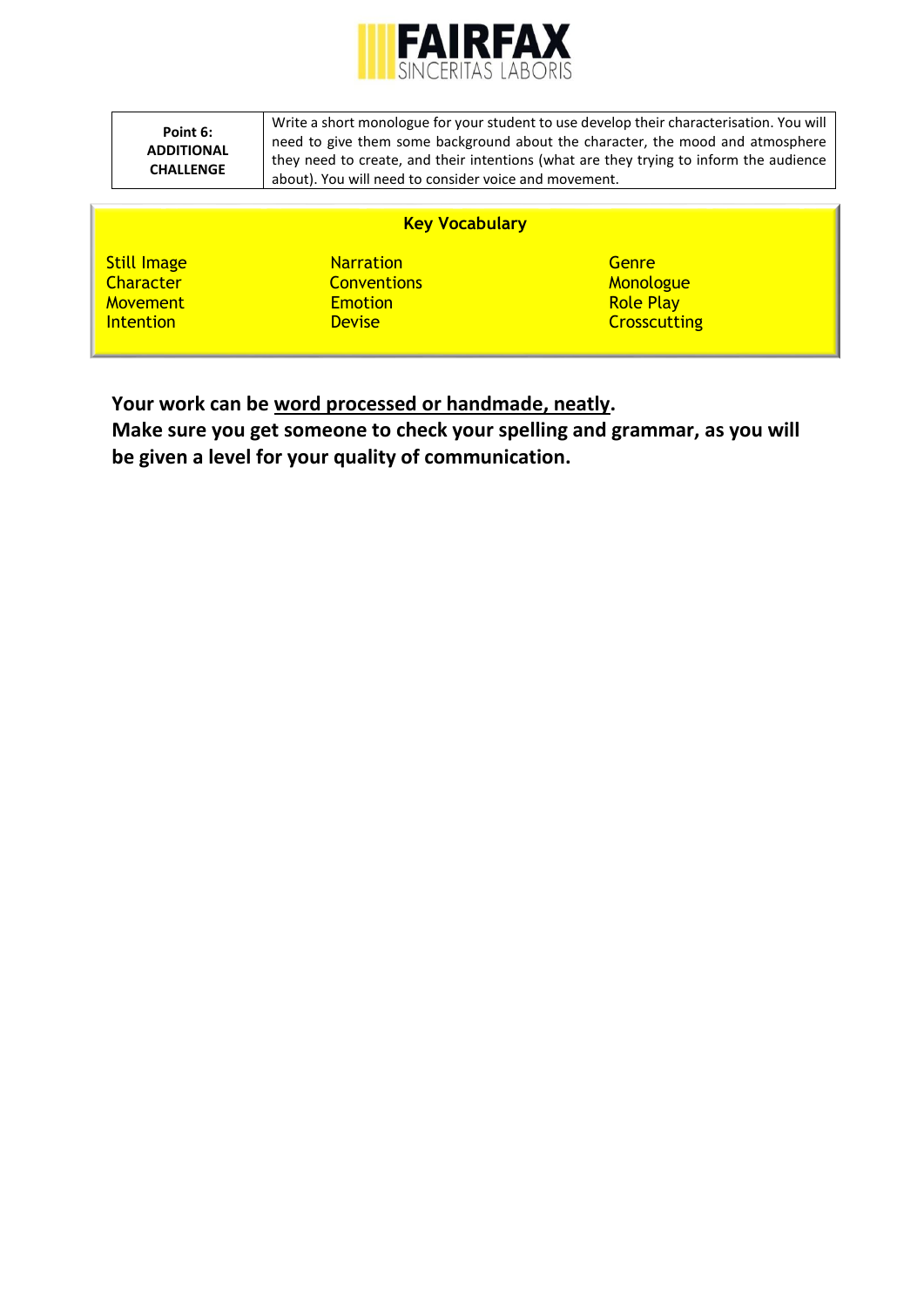**FAIRFAX**
SINCERITAS LABORIS

| | |
|---|---|
| **Point 6: ADDITIONAL CHALLENGE** | Write a short monologue for your student to use develop their characterisation. You will need to give them some background about the character, the mood and atmosphere they need to create, and their intentions (what are they trying to inform the audience about). You will need to consider voice and movement. |

**Key Vocabulary**

| | | |
|---|---|---|
| Still Image | Narration | Genre |
| Character | Conventions | Monologue |
| Movement | Emotion | Role Play |
| Intention | Devise | Crosscutting |

**Your work can be word processed or handmade, neatly.**
**Make sure you get someone to check your spelling and grammar, as you will be given a level for your quality of communication.**